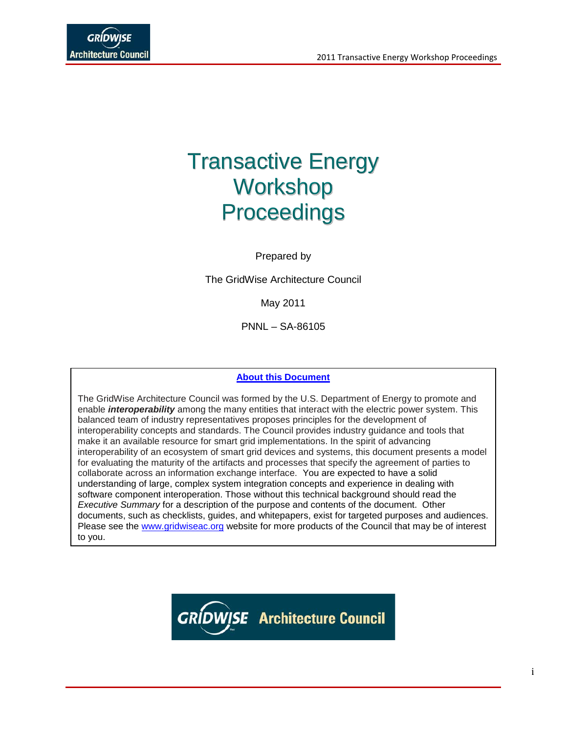# Transactive Energy Workshop Proceedings

Prepared by

The GridWise Architecture Council

May 2011

PNNL – SA-86105

**About this Document**

The GridWise Architecture Council was formed by the U.S. Department of Energy to promote and enable ***interoperability*** among the many entities that interact with the electric power system. This balanced team of industry representatives proposes principles for the development of interoperability concepts and standards. The Council provides industry guidance and tools that make it an available resource for smart grid implementations. In the spirit of advancing interoperability of an ecosystem of smart grid devices and systems, this document presents a model for evaluating the maturity of the artifacts and processes that specify the agreement of parties to collaborate across an information exchange interface. You are expected to have a solid understanding of large, complex system integration concepts and experience in dealing with software component interoperation. Those without this technical background should read the *Executive Summary* for a description of the purpose and contents of the document. Other documents, such as checklists, guides, and whitepapers, exist for targeted purposes and audiences. Please see the www.gridwiseac.org website for more products of the Council that may be of interest to you.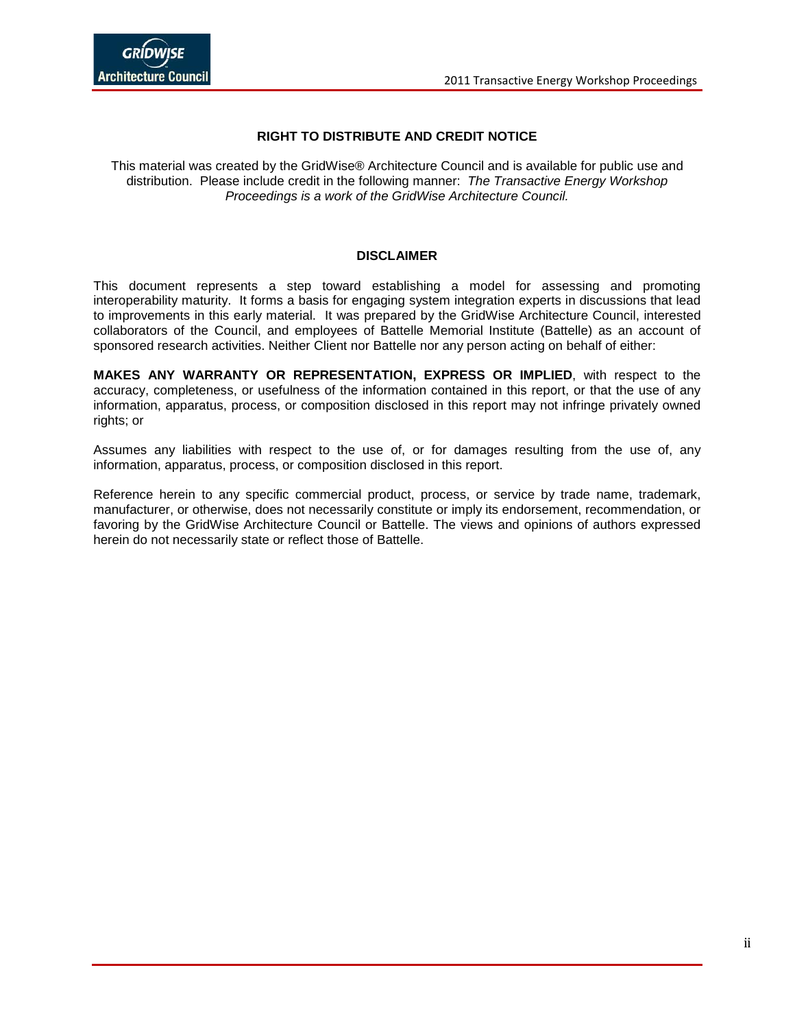## RIGHT TO DISTRIBUTE AND CREDIT NOTICE

This material was created by the GridWise® Architecture Council and is available for public use and distribution. Please include credit in the following manner: *The Transactive Energy Workshop Proceedings is a work of the GridWise Architecture Council.*

## DISCLAIMER

This document represents a step toward establishing a model for assessing and promoting interoperability maturity. It forms a basis for engaging system integration experts in discussions that lead to improvements in this early material. It was prepared by the GridWise Architecture Council, interested collaborators of the Council, and employees of Battelle Memorial Institute (Battelle) as an account of sponsored research activities. Neither Client nor Battelle nor any person acting on behalf of either:

**MAKES ANY WARRANTY OR REPRESENTATION, EXPRESS OR IMPLIED**, with respect to the accuracy, completeness, or usefulness of the information contained in this report, or that the use of any information, apparatus, process, or composition disclosed in this report may not infringe privately owned rights; or

Assumes any liabilities with respect to the use of, or for damages resulting from the use of, any information, apparatus, process, or composition disclosed in this report.

Reference herein to any specific commercial product, process, or service by trade name, trademark, manufacturer, or otherwise, does not necessarily constitute or imply its endorsement, recommendation, or favoring by the GridWise Architecture Council or Battelle. The views and opinions of authors expressed herein do not necessarily state or reflect those of Battelle.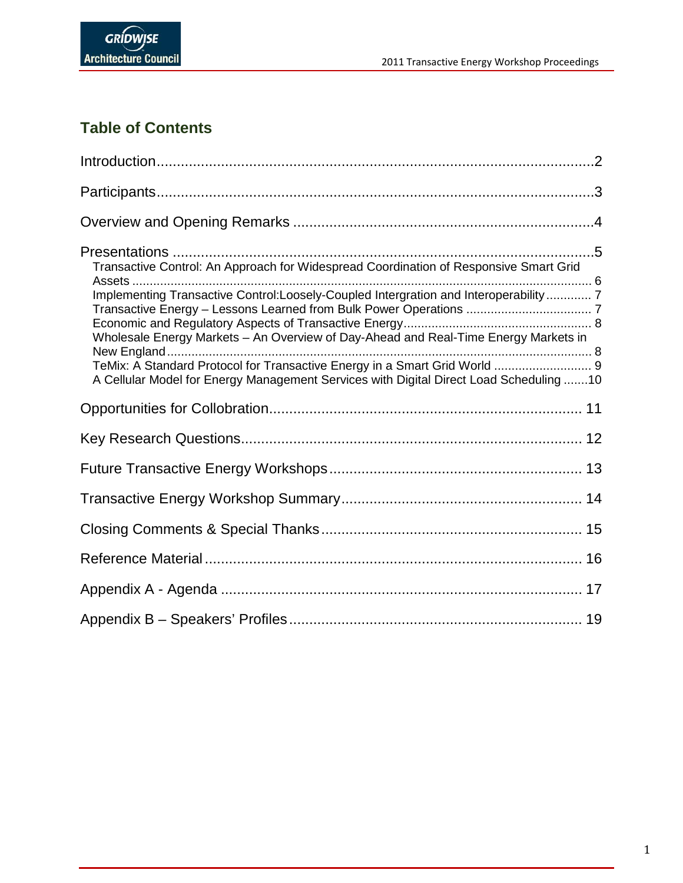## Table of Contents

Introduction..........2

Participants..........3

Overview and Opening Remarks..........4

Presentations..........5

- Transactive Control: An Approach for Widespread Coordination of Responsive Smart Grid Assets..........6
- Implementing Transactive Control:Loosely-Coupled Intergration and Interoperability..........7
- Transactive Energy – Lessons Learned from Bulk Power Operations..........7
- Economic and Regulatory Aspects of Transactive Energy..........8
- Wholesale Energy Markets – An Overview of Day-Ahead and Real-Time Energy Markets in New England..........8
- TeMix: A Standard Protocol for Transactive Energy in a Smart Grid World..........9
- A Cellular Model for Energy Management Services with Digital Direct Load Scheduling..........10

Opportunities for Collobration..........11

Key Research Questions..........12

Future Transactive Energy Workshops..........13

Transactive Energy Workshop Summary..........14

Closing Comments & Special Thanks..........15

Reference Material..........16

Appendix A - Agenda..........17

Appendix B – Speakers' Profiles..........19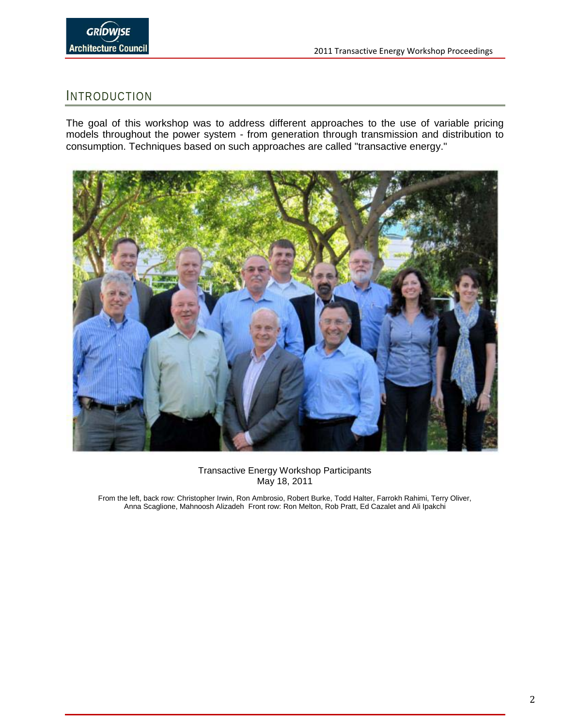# INTRODUCTION

The goal of this workshop was to address different approaches to the use of variable pricing models throughout the power system - from generation through transmission and distribution to consumption. Techniques based on such approaches are called "transactive energy."

Transactive Energy Workshop Participants
May 18, 2011

From the left, back row: Christopher Irwin, Ron Ambrosio, Robert Burke, Todd Halter, Farrokh Rahimi, Terry Oliver, Anna Scaglione, Mahnoosh Alizadeh Front row: Ron Melton, Rob Pratt, Ed Cazalet and Ali Ipakchi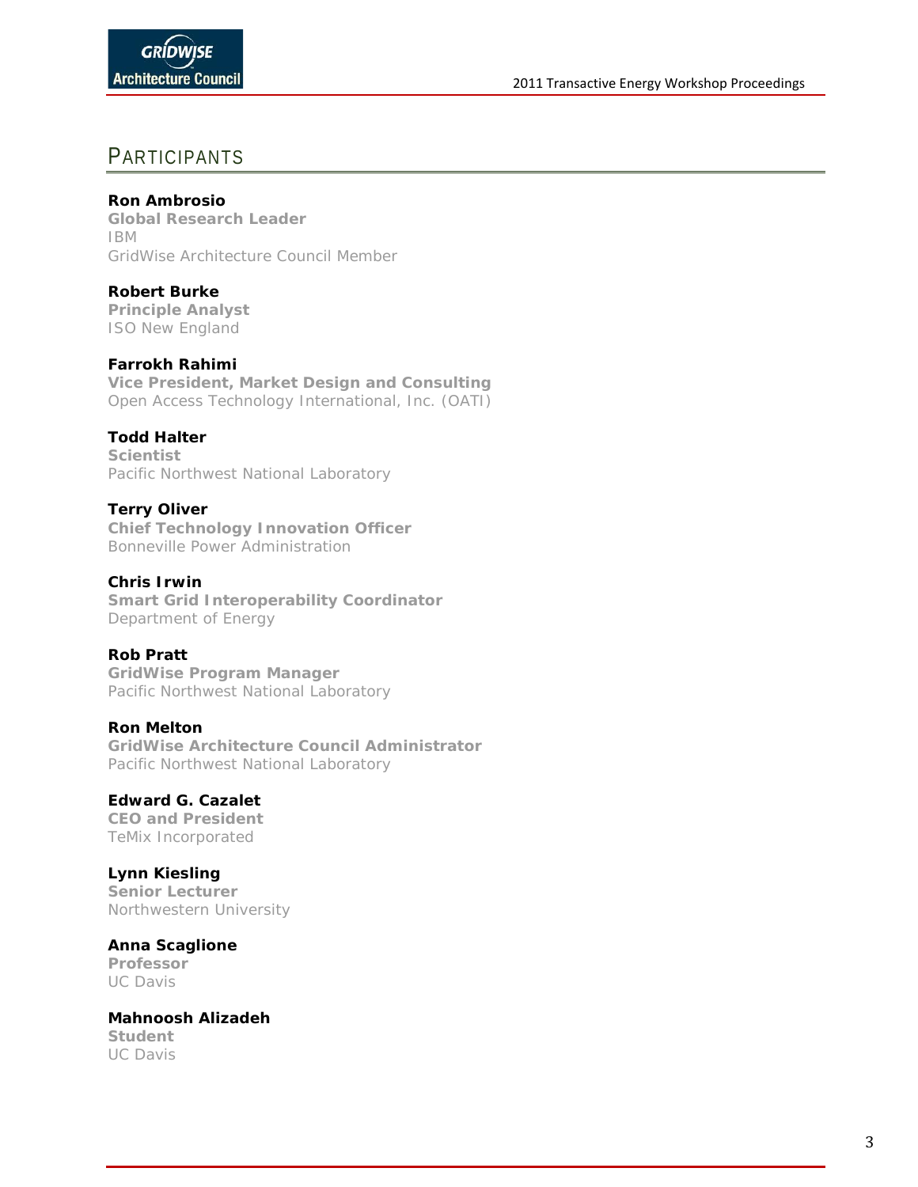# PARTICIPANTS

**Ron Ambrosio**
**Global Research Leader**
IBM
GridWise Architecture Council Member

**Robert Burke**
**Principle Analyst**
ISO New England

**Farrokh Rahimi**
**Vice President, Market Design and Consulting**
Open Access Technology International, Inc. (OATI)

**Todd Halter**
**Scientist**
Pacific Northwest National Laboratory

**Terry Oliver**
**Chief Technology Innovation Officer**
Bonneville Power Administration

**Chris Irwin**
**Smart Grid Interoperability Coordinator**
Department of Energy

**Rob Pratt**
**GridWise Program Manager**
Pacific Northwest National Laboratory

**Ron Melton**
**GridWise Architecture Council Administrator**
Pacific Northwest National Laboratory

**Edward G. Cazalet**
**CEO and President**
TeMix Incorporated

**Lynn Kiesling**
**Senior Lecturer**
Northwestern University

**Anna Scaglione**
**Professor**
UC Davis

**Mahnoosh Alizadeh**
**Student**
UC Davis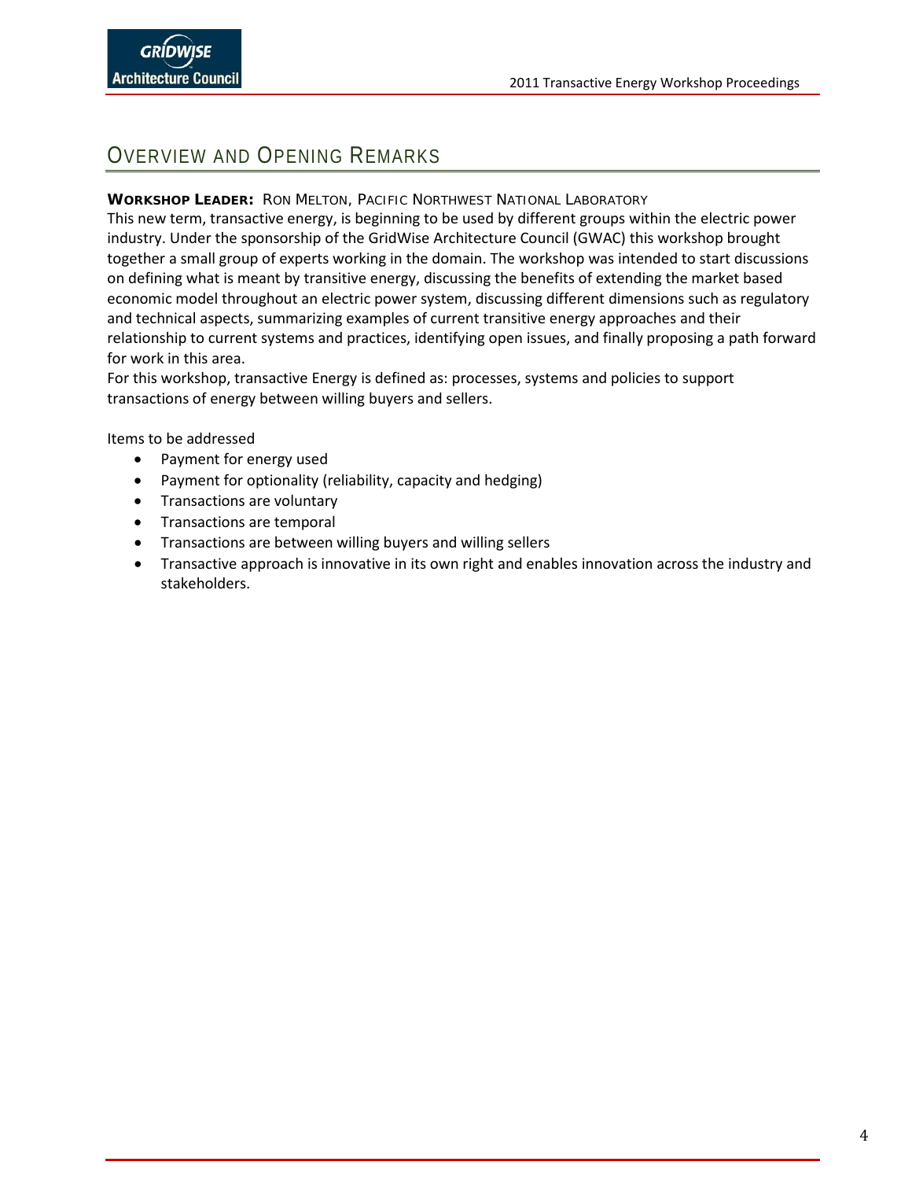## Overview and Opening Remarks

**Workshop Leader:** Ron Melton, Pacific Northwest National Laboratory

This new term, transactive energy, is beginning to be used by different groups within the electric power industry. Under the sponsorship of the GridWise Architecture Council (GWAC) this workshop brought together a small group of experts working in the domain. The workshop was intended to start discussions on defining what is meant by transitive energy, discussing the benefits of extending the market based economic model throughout an electric power system, discussing different dimensions such as regulatory and technical aspects, summarizing examples of current transitive energy approaches and their relationship to current systems and practices, identifying open issues, and finally proposing a path forward for work in this area.

For this workshop, transactive Energy is defined as: processes, systems and policies to support transactions of energy between willing buyers and sellers.

Items to be addressed

- Payment for energy used
- Payment for optionality (reliability, capacity and hedging)
- Transactions are voluntary
- Transactions are temporal
- Transactions are between willing buyers and willing sellers
- Transactive approach is innovative in its own right and enables innovation across the industry and stakeholders.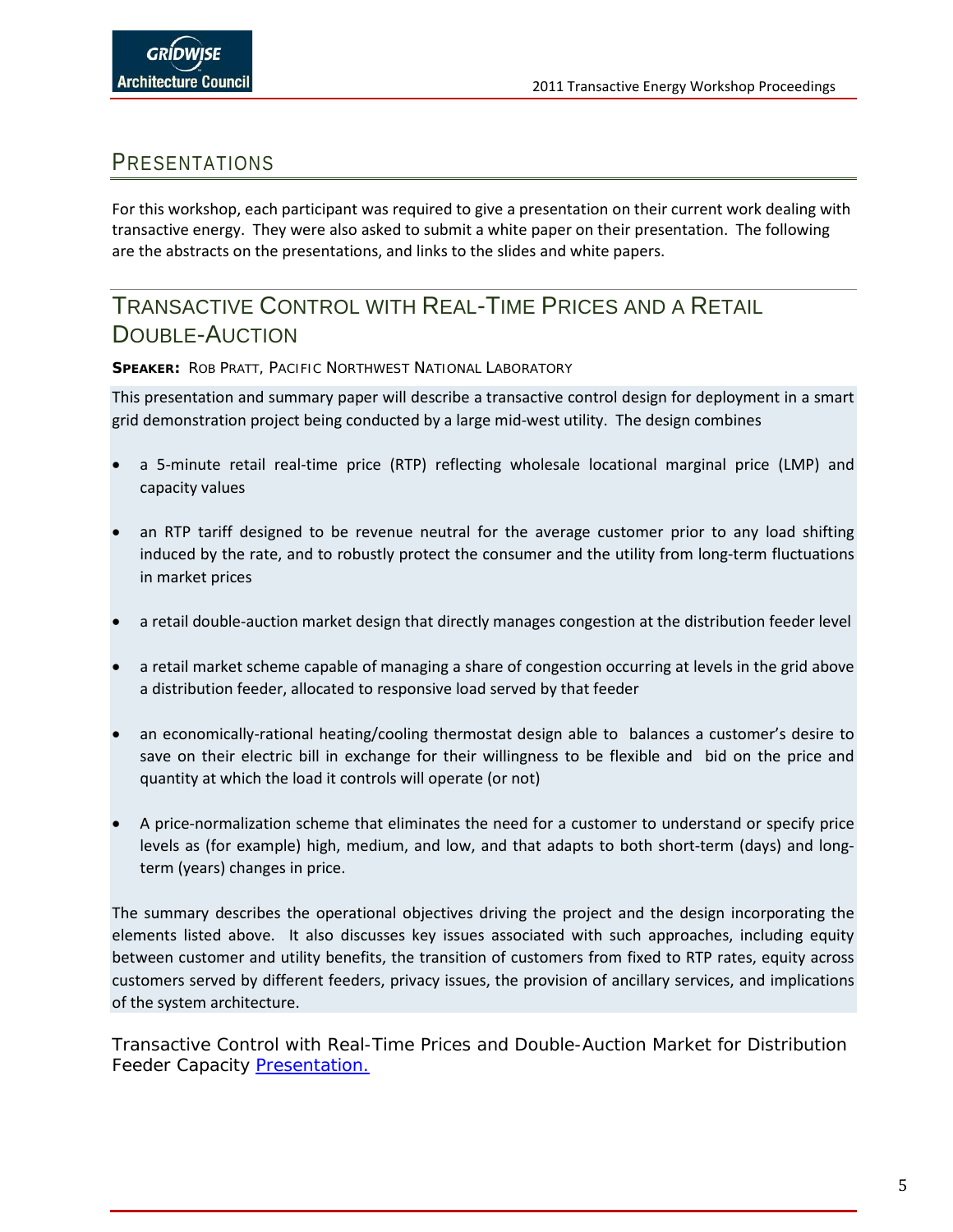## Presentations

For this workshop, each participant was required to give a presentation on their current work dealing with transactive energy. They were also asked to submit a white paper on their presentation. The following are the abstracts on the presentations, and links to the slides and white papers.

## Transactive Control with Real-Time Prices and a Retail Double-Auction

**SPEAKER:** Rob Pratt, Pacific Northwest National Laboratory

This presentation and summary paper will describe a transactive control design for deployment in a smart grid demonstration project being conducted by a large mid-west utility. The design combines

- a 5-minute retail real-time price (RTP) reflecting wholesale locational marginal price (LMP) and capacity values
- an RTP tariff designed to be revenue neutral for the average customer prior to any load shifting induced by the rate, and to robustly protect the consumer and the utility from long-term fluctuations in market prices
- a retail double-auction market design that directly manages congestion at the distribution feeder level
- a retail market scheme capable of managing a share of congestion occurring at levels in the grid above a distribution feeder, allocated to responsive load served by that feeder
- an economically-rational heating/cooling thermostat design able to balances a customer's desire to save on their electric bill in exchange for their willingness to be flexible and bid on the price and quantity at which the load it controls will operate (or not)
- A price-normalization scheme that eliminates the need for a customer to understand or specify price levels as (for example) high, medium, and low, and that adapts to both short-term (days) and long-term (years) changes in price.

The summary describes the operational objectives driving the project and the design incorporating the elements listed above. It also discusses key issues associated with such approaches, including equity between customer and utility benefits, the transition of customers from fixed to RTP rates, equity across customers served by different feeders, privacy issues, the provision of ancillary services, and implications of the system architecture.

Transactive Control with Real-Time Prices and Double-Auction Market for Distribution Feeder Capacity Presentation.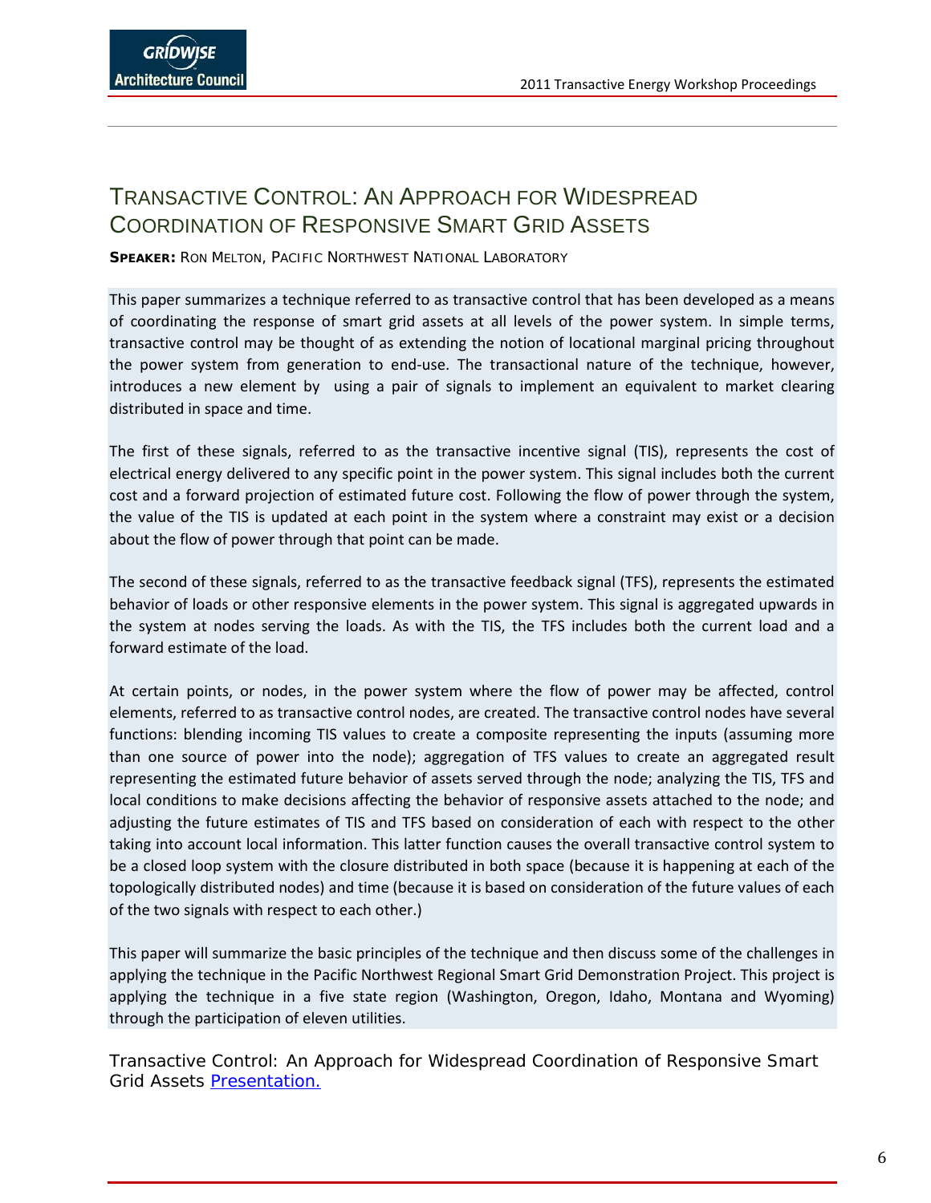# Transactive Control: An Approach for Widespread Coordination of Responsive Smart Grid Assets

**SPEAKER:** RON MELTON, PACIFIC NORTHWEST NATIONAL LABORATORY

This paper summarizes a technique referred to as transactive control that has been developed as a means of coordinating the response of smart grid assets at all levels of the power system. In simple terms, transactive control may be thought of as extending the notion of locational marginal pricing throughout the power system from generation to end-use. The transactional nature of the technique, however, introduces a new element by using a pair of signals to implement an equivalent to market clearing distributed in space and time.

The first of these signals, referred to as the transactive incentive signal (TIS), represents the cost of electrical energy delivered to any specific point in the power system. This signal includes both the current cost and a forward projection of estimated future cost. Following the flow of power through the system, the value of the TIS is updated at each point in the system where a constraint may exist or a decision about the flow of power through that point can be made.

The second of these signals, referred to as the transactive feedback signal (TFS), represents the estimated behavior of loads or other responsive elements in the power system. This signal is aggregated upwards in the system at nodes serving the loads. As with the TIS, the TFS includes both the current load and a forward estimate of the load.

At certain points, or nodes, in the power system where the flow of power may be affected, control elements, referred to as transactive control nodes, are created. The transactive control nodes have several functions: blending incoming TIS values to create a composite representing the inputs (assuming more than one source of power into the node); aggregation of TFS values to create an aggregated result representing the estimated future behavior of assets served through the node; analyzing the TIS, TFS and local conditions to make decisions affecting the behavior of responsive assets attached to the node; and adjusting the future estimates of TIS and TFS based on consideration of each with respect to the other taking into account local information. This latter function causes the overall transactive control system to be a closed loop system with the closure distributed in both space (because it is happening at each of the topologically distributed nodes) and time (because it is based on consideration of the future values of each of the two signals with respect to each other.)

This paper will summarize the basic principles of the technique and then discuss some of the challenges in applying the technique in the Pacific Northwest Regional Smart Grid Demonstration Project. This project is applying the technique in a five state region (Washington, Oregon, Idaho, Montana and Wyoming) through the participation of eleven utilities.

Transactive Control: An Approach for Widespread Coordination of Responsive Smart Grid Assets Presentation.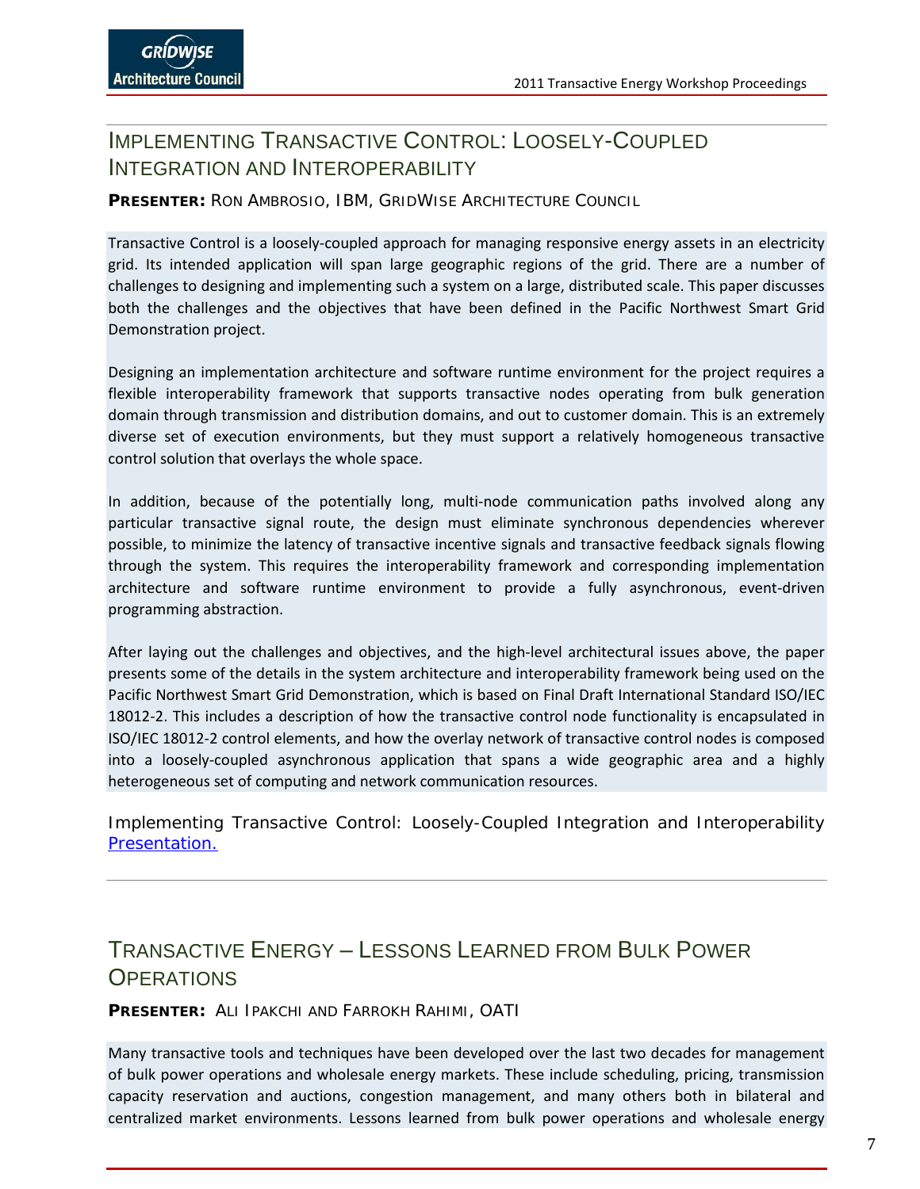## Implementing Transactive Control: Loosely-Coupled Integration and Interoperability

**Presenter:** Ron Ambrosio, IBM, GridWise Architecture Council

Transactive Control is a loosely-coupled approach for managing responsive energy assets in an electricity grid. Its intended application will span large geographic regions of the grid. There are a number of challenges to designing and implementing such a system on a large, distributed scale. This paper discusses both the challenges and the objectives that have been defined in the Pacific Northwest Smart Grid Demonstration project.

Designing an implementation architecture and software runtime environment for the project requires a flexible interoperability framework that supports transactive nodes operating from bulk generation domain through transmission and distribution domains, and out to customer domain. This is an extremely diverse set of execution environments, but they must support a relatively homogeneous transactive control solution that overlays the whole space.

In addition, because of the potentially long, multi-node communication paths involved along any particular transactive signal route, the design must eliminate synchronous dependencies wherever possible, to minimize the latency of transactive incentive signals and transactive feedback signals flowing through the system. This requires the interoperability framework and corresponding implementation architecture and software runtime environment to provide a fully asynchronous, event-driven programming abstraction.

After laying out the challenges and objectives, and the high-level architectural issues above, the paper presents some of the details in the system architecture and interoperability framework being used on the Pacific Northwest Smart Grid Demonstration, which is based on Final Draft International Standard ISO/IEC 18012-2. This includes a description of how the transactive control node functionality is encapsulated in ISO/IEC 18012-2 control elements, and how the overlay network of transactive control nodes is composed into a loosely-coupled asynchronous application that spans a wide geographic area and a highly heterogeneous set of computing and network communication resources.

Implementing Transactive Control: Loosely-Coupled Integration and Interoperability Presentation.

## Transactive Energy – Lessons Learned from Bulk Power Operations

**Presenter:** Ali Ipakchi and Farrokh Rahimi, OATI

Many transactive tools and techniques have been developed over the last two decades for management of bulk power operations and wholesale energy markets. These include scheduling, pricing, transmission capacity reservation and auctions, congestion management, and many others both in bilateral and centralized market environments. Lessons learned from bulk power operations and wholesale energy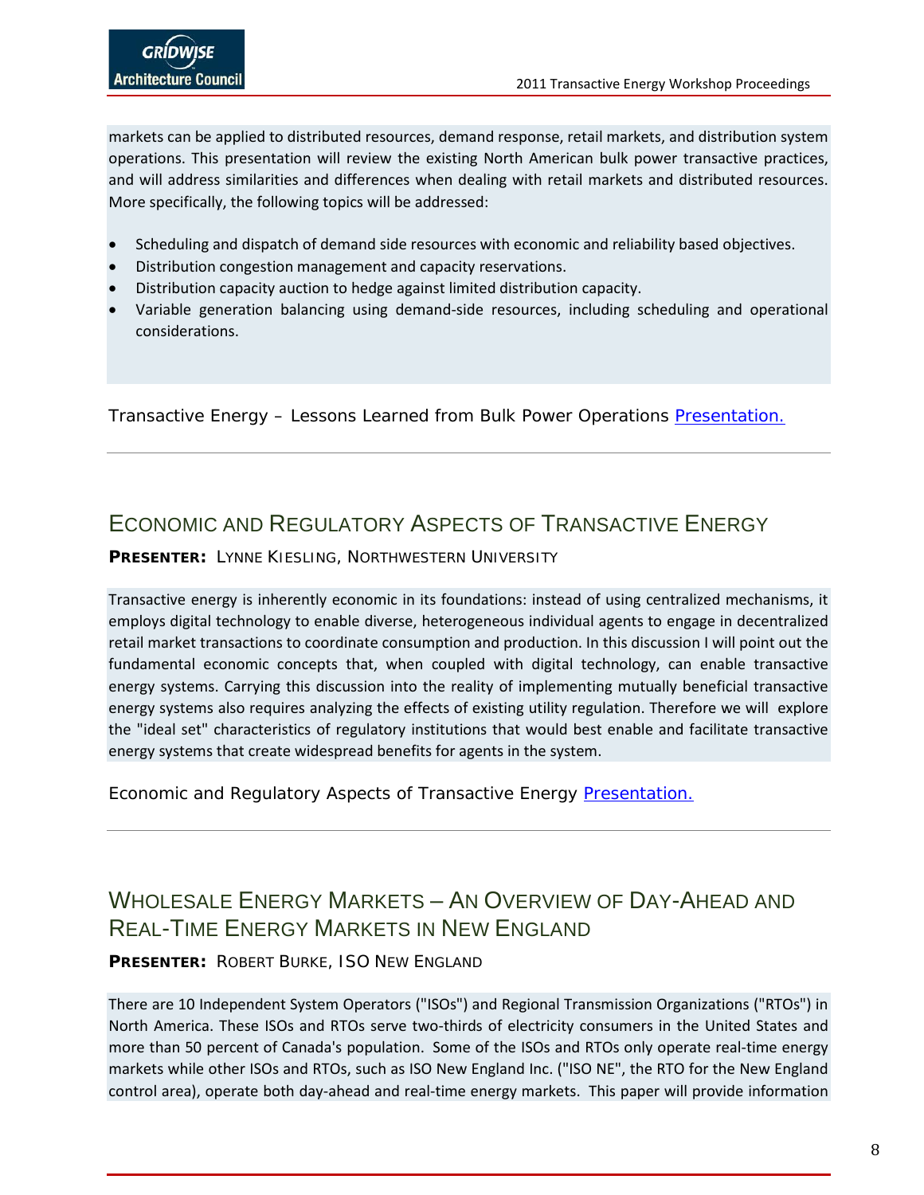markets can be applied to distributed resources, demand response, retail markets, and distribution system operations. This presentation will review the existing North American bulk power transactive practices, and will address similarities and differences when dealing with retail markets and distributed resources. More specifically, the following topics will be addressed:

- Scheduling and dispatch of demand side resources with economic and reliability based objectives.
- Distribution congestion management and capacity reservations.
- Distribution capacity auction to hedge against limited distribution capacity.
- Variable generation balancing using demand-side resources, including scheduling and operational considerations.

Transactive Energy – Lessons Learned from Bulk Power Operations Presentation.

---

## Economic and Regulatory Aspects of Transactive Energy

**Presenter:** Lynne Kiesling, Northwestern University

Transactive energy is inherently economic in its foundations: instead of using centralized mechanisms, it employs digital technology to enable diverse, heterogeneous individual agents to engage in decentralized retail market transactions to coordinate consumption and production. In this discussion I will point out the fundamental economic concepts that, when coupled with digital technology, can enable transactive energy systems. Carrying this discussion into the reality of implementing mutually beneficial transactive energy systems also requires analyzing the effects of existing utility regulation. Therefore we will explore the "ideal set" characteristics of regulatory institutions that would best enable and facilitate transactive energy systems that create widespread benefits for agents in the system.

Economic and Regulatory Aspects of Transactive Energy Presentation.

---

## Wholesale Energy Markets – An Overview of Day-Ahead and Real-Time Energy Markets in New England

**Presenter:** Robert Burke, ISO New England

There are 10 Independent System Operators ("ISOs") and Regional Transmission Organizations ("RTOs") in North America. These ISOs and RTOs serve two-thirds of electricity consumers in the United States and more than 50 percent of Canada's population. Some of the ISOs and RTOs only operate real-time energy markets while other ISOs and RTOs, such as ISO New England Inc. ("ISO NE", the RTO for the New England control area), operate both day-ahead and real-time energy markets. This paper will provide information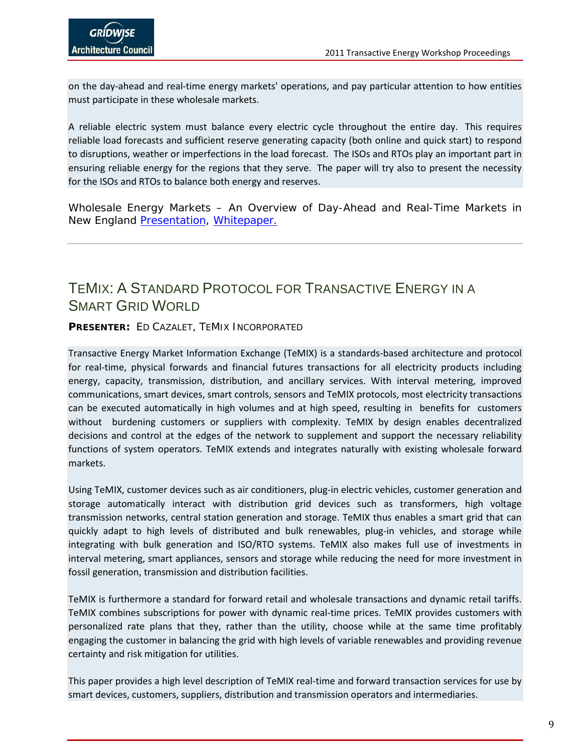on the day-ahead and real-time energy markets' operations, and pay particular attention to how entities must participate in these wholesale markets.

A reliable electric system must balance every electric cycle throughout the entire day. This requires reliable load forecasts and sufficient reserve generating capacity (both online and quick start) to respond to disruptions, weather or imperfections in the load forecast. The ISOs and RTOs play an important part in ensuring reliable energy for the regions that they serve. The paper will try also to present the necessity for the ISOs and RTOs to balance both energy and reserves.

Wholesale Energy Markets – An Overview of Day-Ahead and Real-Time Markets in New England [Presentation], [Whitepaper.]

---

## TeMIX: A Standard Protocol for Transactive Energy in a Smart Grid World

**Presenter:** Ed Cazalet, TeMIX Incorporated

Transactive Energy Market Information Exchange (TeMIX) is a standards-based architecture and protocol for real-time, physical forwards and financial futures transactions for all electricity products including energy, capacity, transmission, distribution, and ancillary services. With interval metering, improved communications, smart devices, smart controls, sensors and TeMIX protocols, most electricity transactions can be executed automatically in high volumes and at high speed, resulting in benefits for customers without burdening customers or suppliers with complexity. TeMIX by design enables decentralized decisions and control at the edges of the network to supplement and support the necessary reliability functions of system operators. TeMIX extends and integrates naturally with existing wholesale forward markets.

Using TeMIX, customer devices such as air conditioners, plug-in electric vehicles, customer generation and storage automatically interact with distribution grid devices such as transformers, high voltage transmission networks, central station generation and storage. TeMIX thus enables a smart grid that can quickly adapt to high levels of distributed and bulk renewables, plug-in vehicles, and storage while integrating with bulk generation and ISO/RTO systems. TeMIX also makes full use of investments in interval metering, smart appliances, sensors and storage while reducing the need for more investment in fossil generation, transmission and distribution facilities.

TeMIX is furthermore a standard for forward retail and wholesale transactions and dynamic retail tariffs. TeMIX combines subscriptions for power with dynamic real-time prices. TeMIX provides customers with personalized rate plans that they, rather than the utility, choose while at the same time profitably engaging the customer in balancing the grid with high levels of variable renewables and providing revenue certainty and risk mitigation for utilities.

This paper provides a high level description of TeMIX real-time and forward transaction services for use by smart devices, customers, suppliers, distribution and transmission operators and intermediaries.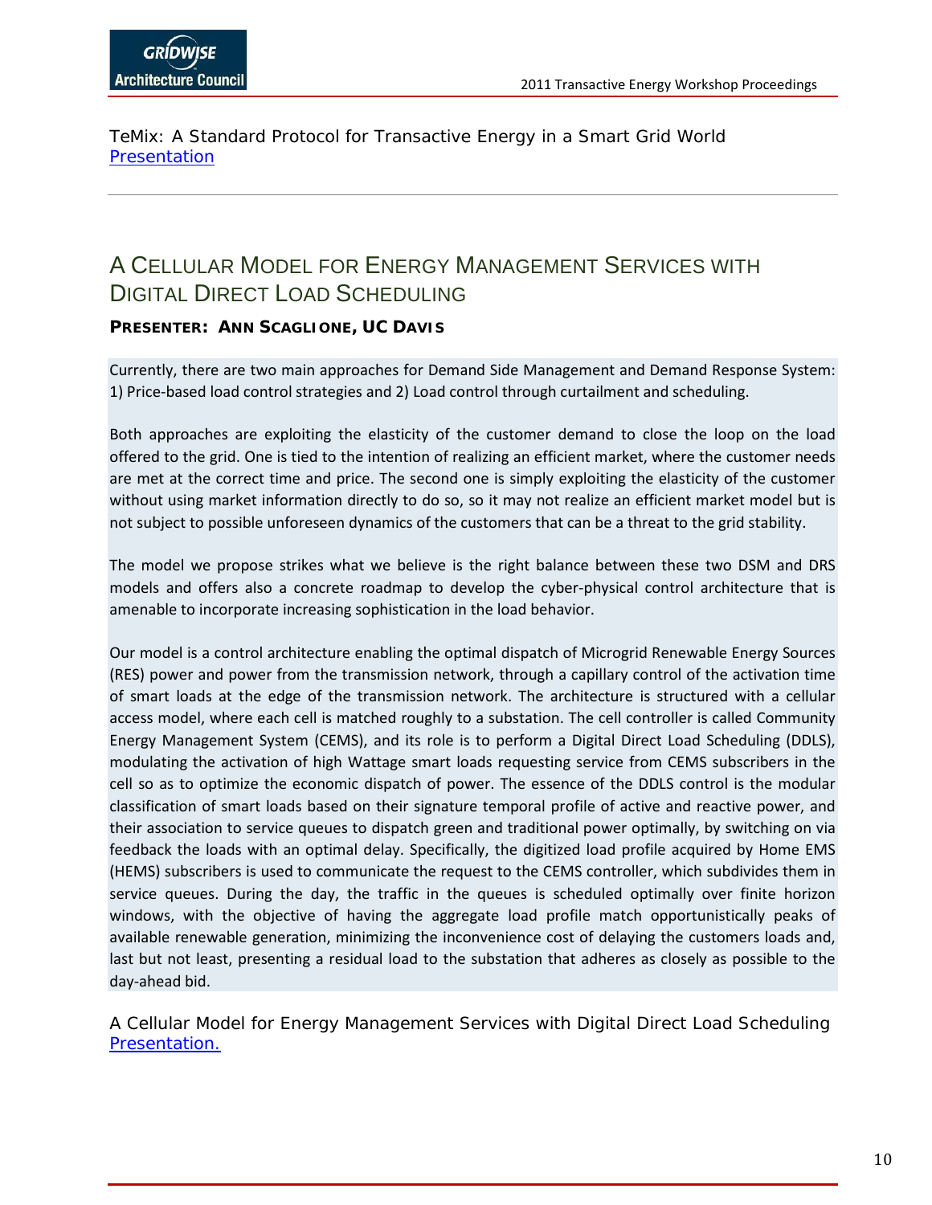TeMix: A Standard Protocol for Transactive Energy in a Smart Grid World
Presentation

---

## A Cellular Model for Energy Management Services with Digital Direct Load Scheduling

**Presenter: Ann Scaglione, UC Davis**

Currently, there are two main approaches for Demand Side Management and Demand Response System: 1) Price-based load control strategies and 2) Load control through curtailment and scheduling.

Both approaches are exploiting the elasticity of the customer demand to close the loop on the load offered to the grid. One is tied to the intention of realizing an efficient market, where the customer needs are met at the correct time and price. The second one is simply exploiting the elasticity of the customer without using market information directly to do so, so it may not realize an efficient market model but is not subject to possible unforeseen dynamics of the customers that can be a threat to the grid stability.

The model we propose strikes what we believe is the right balance between these two DSM and DRS models and offers also a concrete roadmap to develop the cyber-physical control architecture that is amenable to incorporate increasing sophistication in the load behavior.

Our model is a control architecture enabling the optimal dispatch of Microgrid Renewable Energy Sources (RES) power and power from the transmission network, through a capillary control of the activation time of smart loads at the edge of the transmission network. The architecture is structured with a cellular access model, where each cell is matched roughly to a substation. The cell controller is called Community Energy Management System (CEMS), and its role is to perform a Digital Direct Load Scheduling (DDLS), modulating the activation of high Wattage smart loads requesting service from CEMS subscribers in the cell so as to optimize the economic dispatch of power. The essence of the DDLS control is the modular classification of smart loads based on their signature temporal profile of active and reactive power, and their association to service queues to dispatch green and traditional power optimally, by switching on via feedback the loads with an optimal delay. Specifically, the digitized load profile acquired by Home EMS (HEMS) subscribers is used to communicate the request to the CEMS controller, which subdivides them in service queues. During the day, the traffic in the queues is scheduled optimally over finite horizon windows, with the objective of having the aggregate load profile match opportunistically peaks of available renewable generation, minimizing the inconvenience cost of delaying the customers loads and, last but not least, presenting a residual load to the substation that adheres as closely as possible to the day-ahead bid.

A Cellular Model for Energy Management Services with Digital Direct Load Scheduling
Presentation.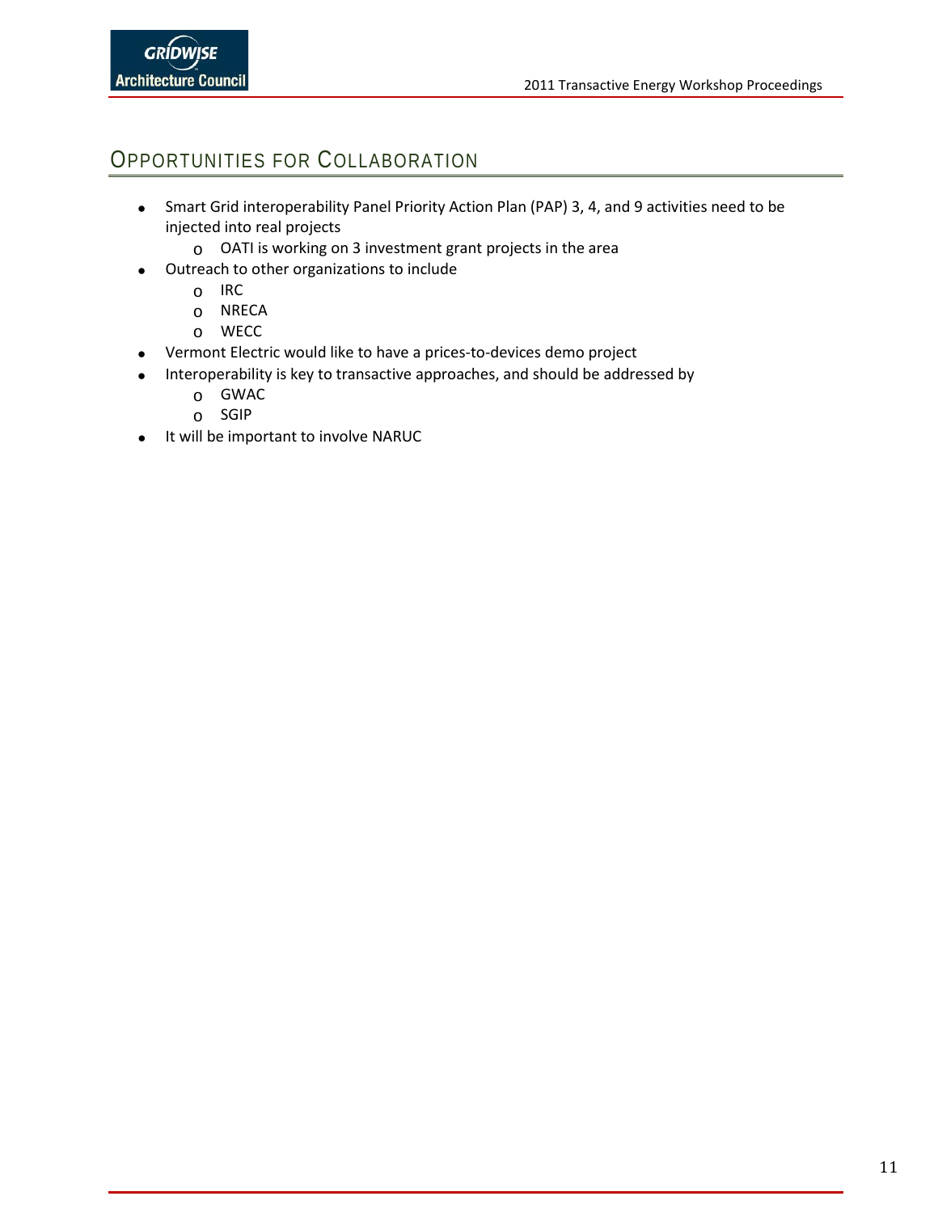## Opportunities for Collaboration

- Smart Grid interoperability Panel Priority Action Plan (PAP) 3, 4, and 9 activities need to be injected into real projects
    - OATI is working on 3 investment grant projects in the area
- Outreach to other organizations to include
    - IRC
    - NRECA
    - WECC
- Vermont Electric would like to have a prices-to-devices demo project
- Interoperability is key to transactive approaches, and should be addressed by
    - GWAC
    - SGIP
- It will be important to involve NARUC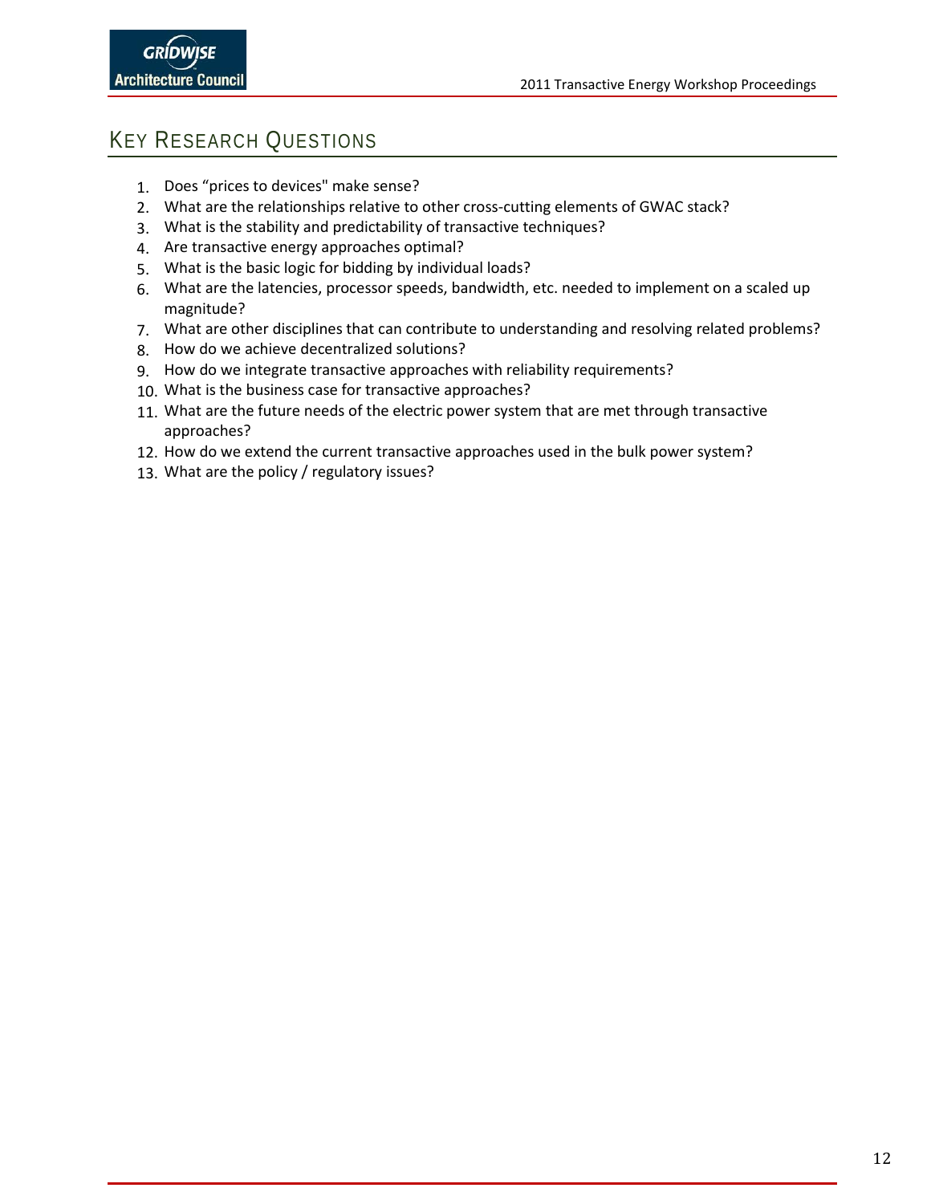## Key Research Questions

1. Does "prices to devices" make sense?
2. What are the relationships relative to other cross-cutting elements of GWAC stack?
3. What is the stability and predictability of transactive techniques?
4. Are transactive energy approaches optimal?
5. What is the basic logic for bidding by individual loads?
6. What are the latencies, processor speeds, bandwidth, etc. needed to implement on a scaled up magnitude?
7. What are other disciplines that can contribute to understanding and resolving related problems?
8. How do we achieve decentralized solutions?
9. How do we integrate transactive approaches with reliability requirements?
10. What is the business case for transactive approaches?
11. What are the future needs of the electric power system that are met through transactive approaches?
12. How do we extend the current transactive approaches used in the bulk power system?
13. What are the policy / regulatory issues?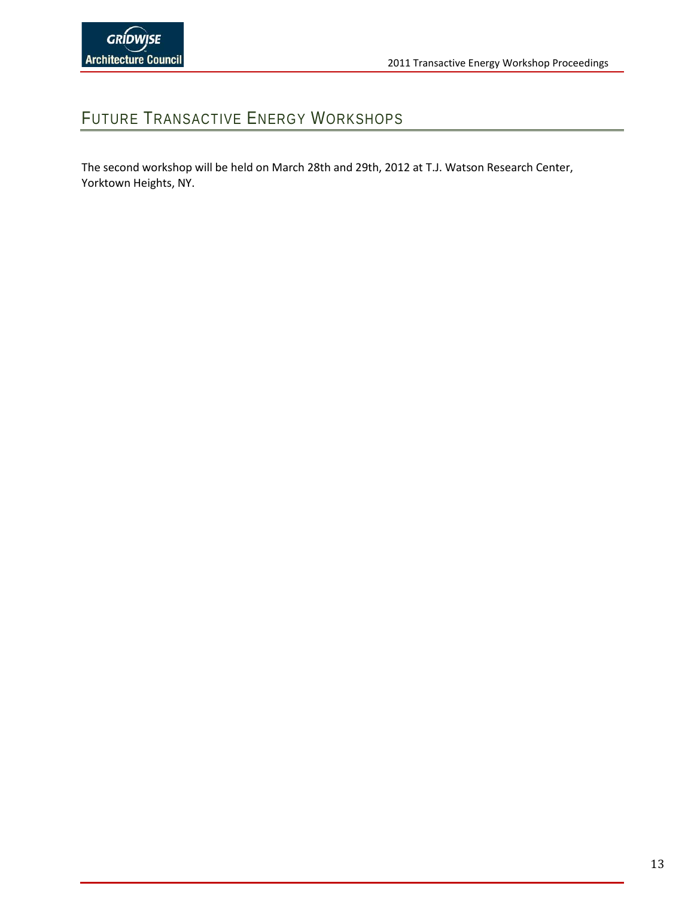## Future Transactive Energy Workshops

The second workshop will be held on March 28th and 29th, 2012 at T.J. Watson Research Center, Yorktown Heights, NY.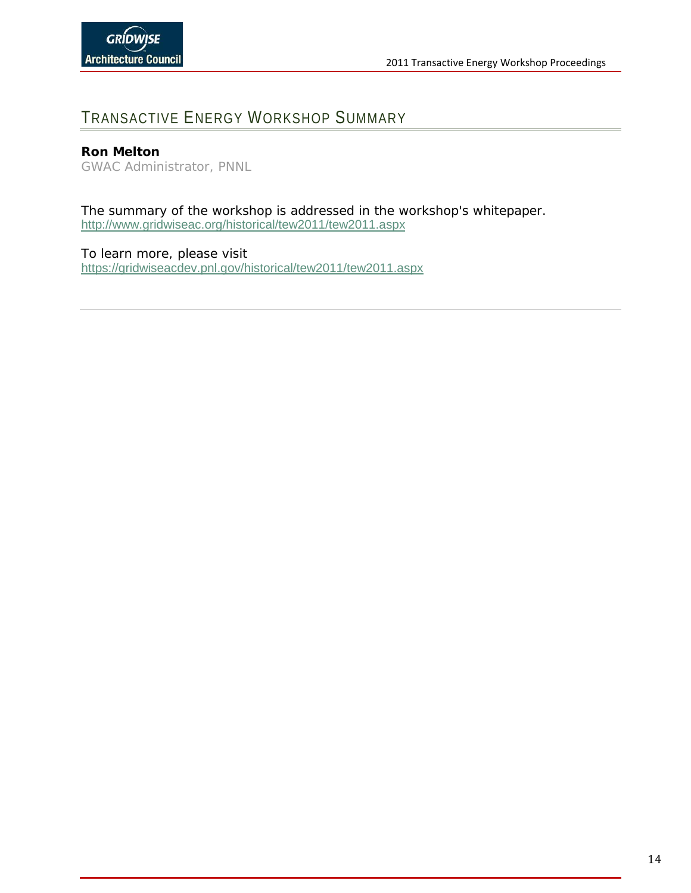# Transactive Energy Workshop Summary

**Ron Melton**
GWAC Administrator, PNNL

The summary of the workshop is addressed in the workshop's whitepaper.
http://www.gridwiseac.org/historical/tew2011/tew2011.aspx

To learn more, please visit
https://gridwiseacdev.pnl.gov/historical/tew2011/tew2011.aspx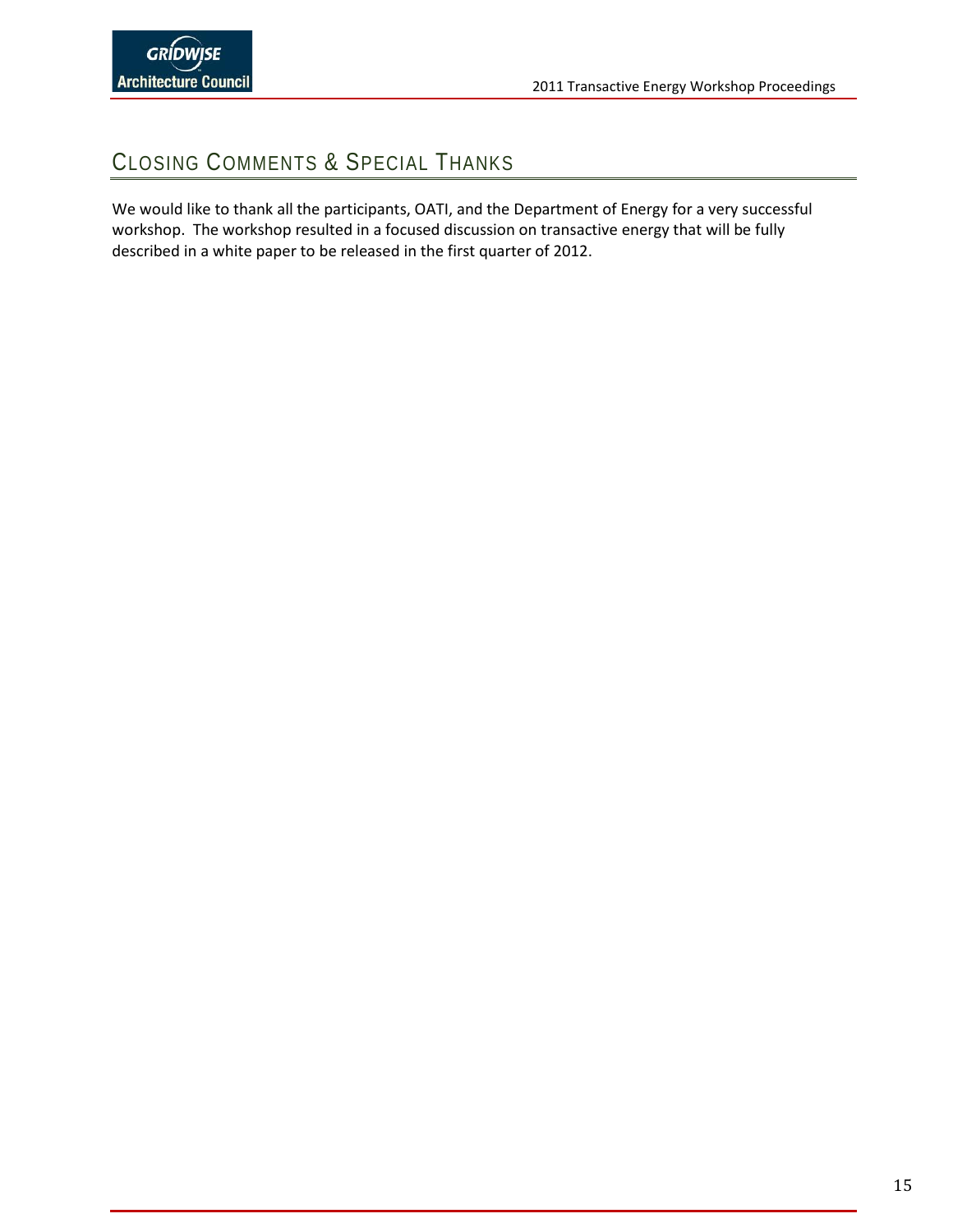## Closing Comments & Special Thanks

We would like to thank all the participants, OATI, and the Department of Energy for a very successful workshop. The workshop resulted in a focused discussion on transactive energy that will be fully described in a white paper to be released in the first quarter of 2012.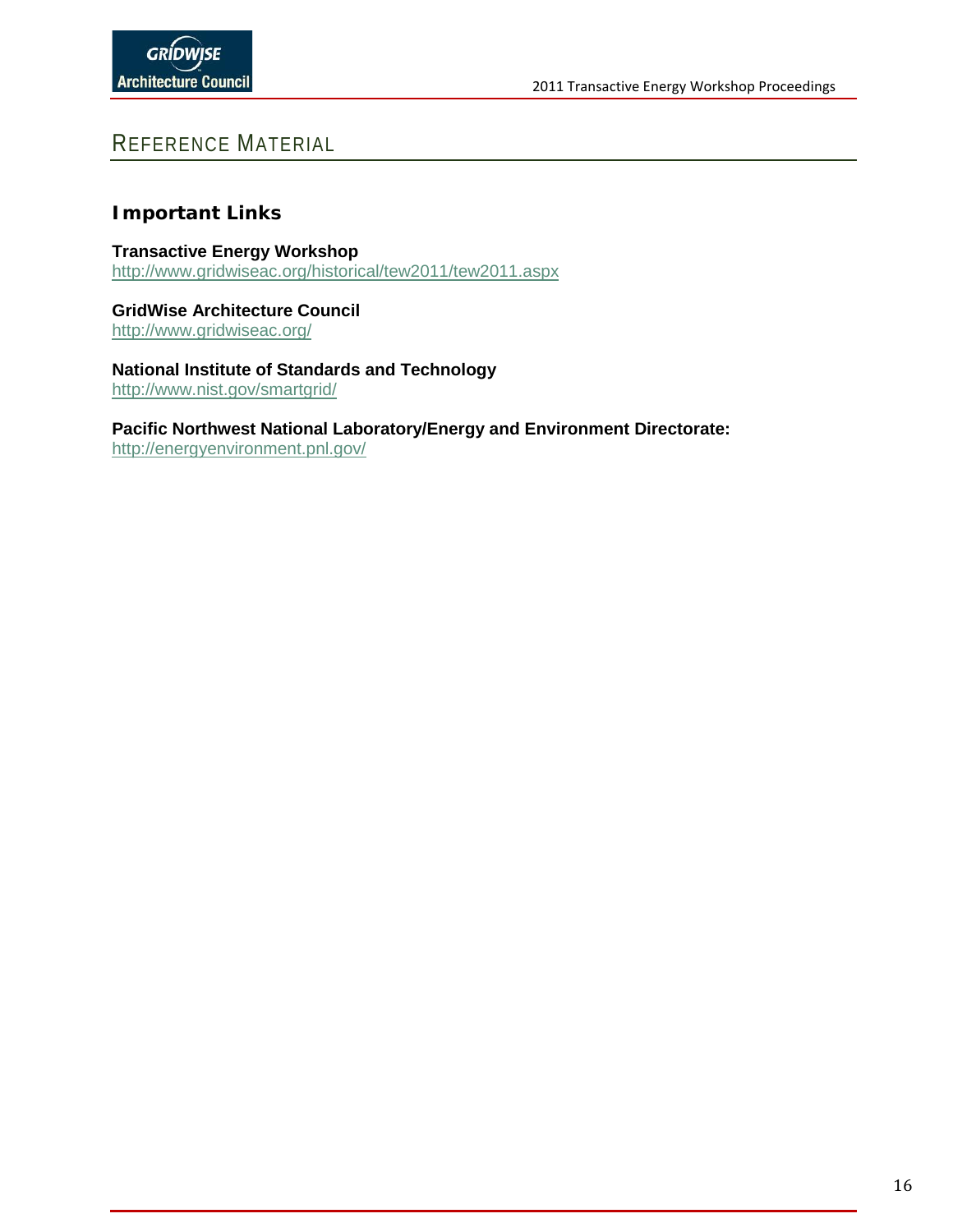# Reference Material

## Important Links

**Transactive Energy Workshop**
http://www.gridwiseac.org/historical/tew2011/tew2011.aspx

**GridWise Architecture Council**
http://www.gridwiseac.org/

**National Institute of Standards and Technology**
http://www.nist.gov/smartgrid/

**Pacific Northwest National Laboratory/Energy and Environment Directorate:**
http://energyenvironment.pnl.gov/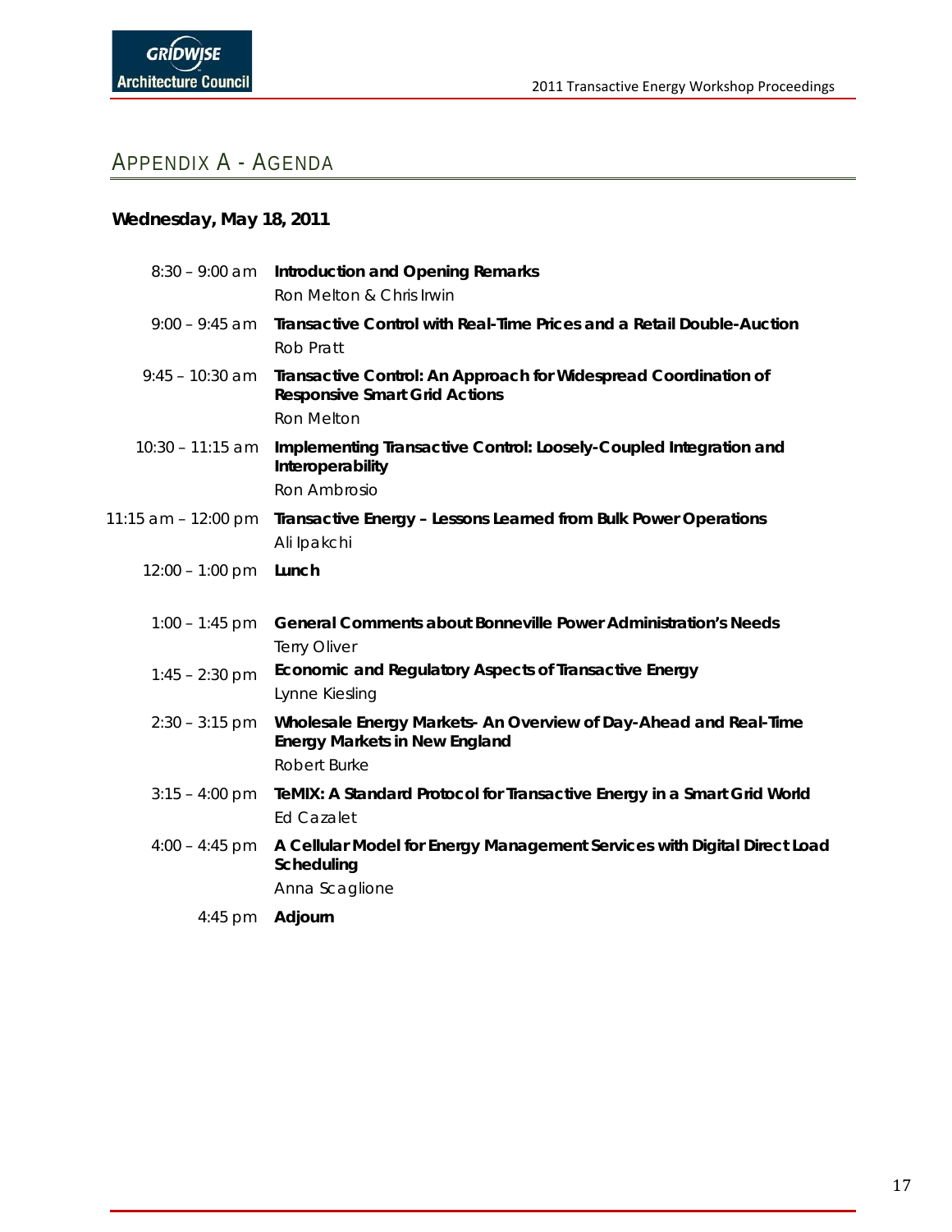## Appendix A - Agenda

**Wednesday, May 18, 2011**

| | |
|---|---|
| 8:30 – 9:00 am | **Introduction and Opening Remarks**<br>Ron Melton & Chris Irwin |
| 9:00 – 9:45 am | **Transactive Control with Real-Time Prices and a Retail Double-Auction**<br>Rob Pratt |
| 9:45 – 10:30 am | **Transactive Control: An Approach for Widespread Coordination of Responsive Smart Grid Actions**<br>Ron Melton |
| 10:30 – 11:15 am | **Implementing Transactive Control: Loosely-Coupled Integration and Interoperability**<br>Ron Ambrosio |
| 11:15 am – 12:00 pm | **Transactive Energy – Lessons Learned from Bulk Power Operations**<br>Ali Ipakchi |
| 12:00 – 1:00 pm | **Lunch** |
| 1:00 – 1:45 pm | **General Comments about Bonneville Power Administration's Needs**<br>Terry Oliver |
| 1:45 – 2:30 pm | **Economic and Regulatory Aspects of Transactive Energy**<br>Lynne Kiesling |
| 2:30 – 3:15 pm | **Wholesale Energy Markets- An Overview of Day-Ahead and Real-Time Energy Markets in New England**<br>Robert Burke |
| 3:15 – 4:00 pm | **TeMIX: A Standard Protocol for Transactive Energy in a Smart Grid World**<br>Ed Cazalet |
| 4:00 – 4:45 pm | **A Cellular Model for Energy Management Services with Digital Direct Load Scheduling**<br>Anna Scaglione |
| 4:45 pm | **Adjourn** |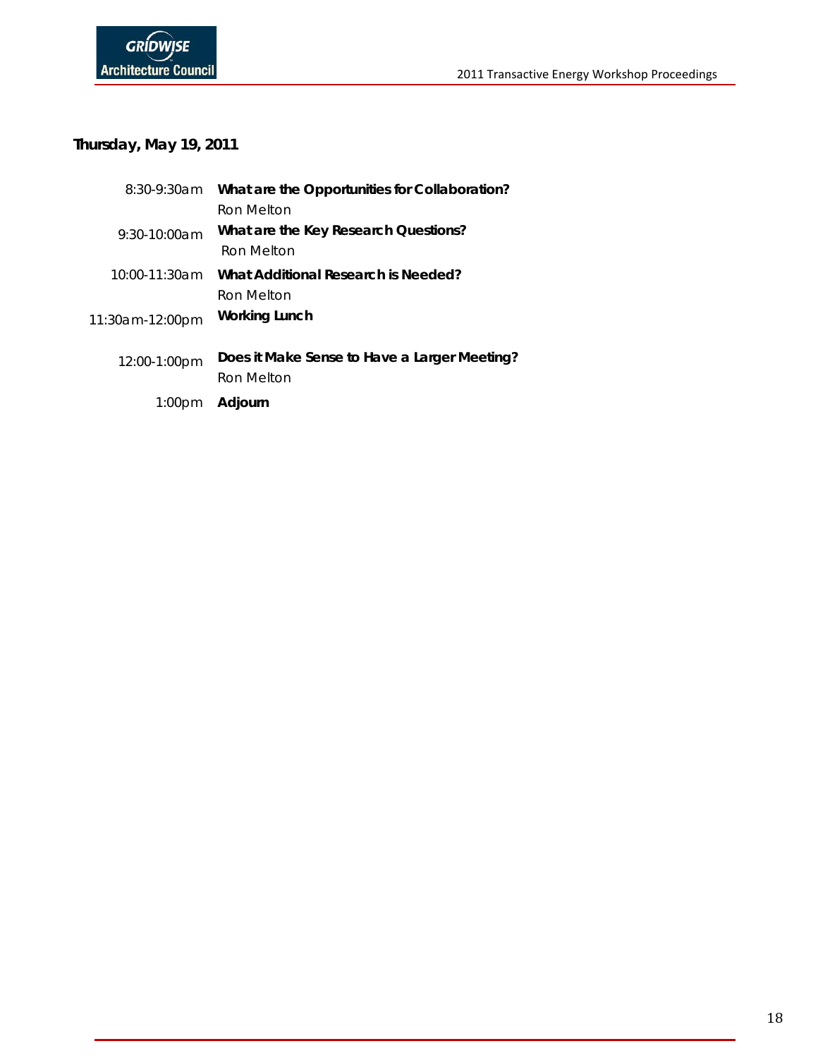**Thursday, May 19, 2011**

| | |
|---|---|
| 8:30-9:30am | **What are the Opportunities for Collaboration?**<br>Ron Melton |
| 9:30-10:00am | **What are the Key Research Questions?**<br>Ron Melton |
| 10:00-11:30am | **What Additional Research is Needed?**<br>Ron Melton |
| 11:30am-12:00pm | **Working Lunch** |
| 12:00-1:00pm | **Does it Make Sense to Have a Larger Meeting?**<br>Ron Melton |
| 1:00pm | **Adjourn** |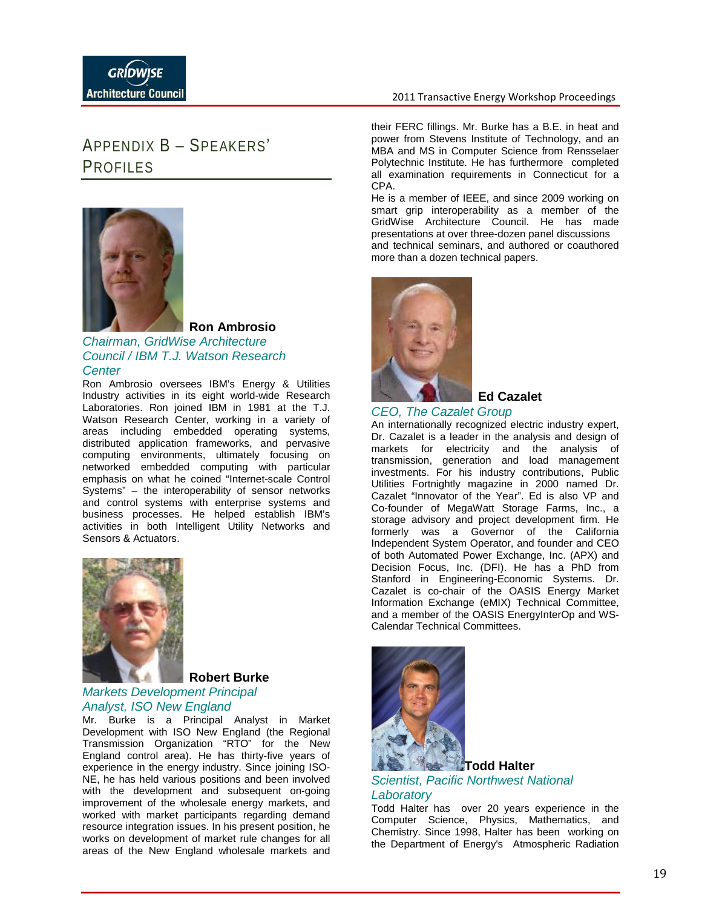## Appendix B – Speakers' Profiles

**Ron Ambrosio**

*Chairman, GridWise Architecture Council / IBM T.J. Watson Research Center*

Ron Ambrosio oversees IBM's Energy & Utilities Industry activities in its eight world-wide Research Laboratories. Ron joined IBM in 1981 at the T.J. Watson Research Center, working in a variety of areas including embedded operating systems, distributed application frameworks, and pervasive computing environments, ultimately focusing on networked embedded computing with particular emphasis on what he coined "Internet-scale Control Systems" – the interoperability of sensor networks and control systems with enterprise systems and business processes. He helped establish IBM's activities in both Intelligent Utility Networks and Sensors & Actuators.

**Robert Burke**

*Markets Development Principal Analyst, ISO New England*

Mr. Burke is a Principal Analyst in Market Development with ISO New England (the Regional Transmission Organization "RTO" for the New England control area). He has thirty-five years of experience in the energy industry. Since joining ISO-NE, he has held various positions and been involved with the development and subsequent on-going improvement of the wholesale energy markets, and worked with market participants regarding demand resource integration issues. In his present position, he works on development of market rule changes for all areas of the New England wholesale markets and their FERC fillings. Mr. Burke has a B.E. in heat and power from Stevens Institute of Technology, and an MBA and MS in Computer Science from Rensselaer Polytechnic Institute. He has furthermore completed all examination requirements in Connecticut for a CPA.

He is a member of IEEE, and since 2009 working on smart grip interoperability as a member of the GridWise Architecture Council. He has made presentations at over three-dozen panel discussions and technical seminars, and authored or coauthored more than a dozen technical papers.

**Ed Cazalet**

*CEO, The Cazalet Group*

An internationally recognized electric industry expert, Dr. Cazalet is a leader in the analysis and design of markets for electricity and the analysis of transmission, generation and load management investments. For his industry contributions, Public Utilities Fortnightly magazine in 2000 named Dr. Cazalet "Innovator of the Year". Ed is also VP and Co-founder of MegaWatt Storage Farms, Inc., a storage advisory and project development firm. He formerly was a Governor of the California Independent System Operator, and founder and CEO of both Automated Power Exchange, Inc. (APX) and Decision Focus, Inc. (DFI). He has a PhD from Stanford in Engineering-Economic Systems. Dr. Cazalet is co-chair of the OASIS Energy Market Information Exchange (eMIX) Technical Committee, and a member of the OASIS EnergyInterOp and WS-Calendar Technical Committees.

**Todd Halter**

*Scientist, Pacific Northwest National Laboratory*

Todd Halter has over 20 years experience in the Computer Science, Physics, Mathematics, and Chemistry. Since 1998, Halter has been working on the Department of Energy's Atmospheric Radiation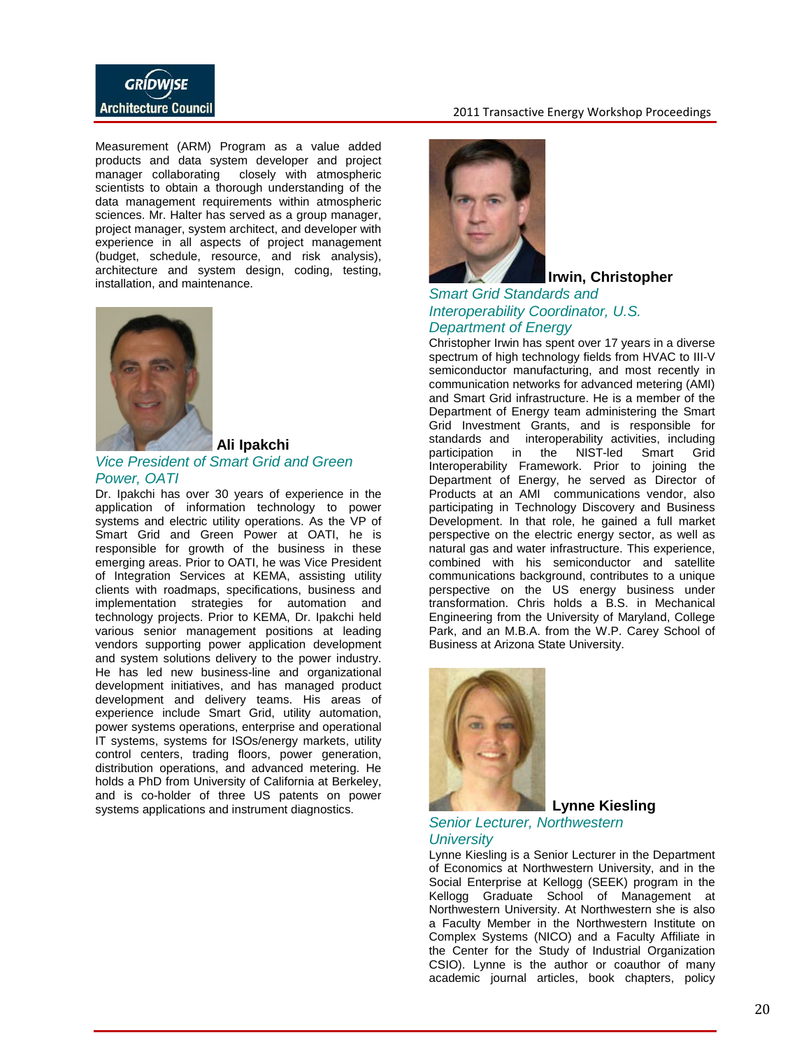Measurement (ARM) Program as a value added products and data system developer and project manager collaborating closely with atmospheric scientists to obtain a thorough understanding of the data management requirements within atmospheric sciences. Mr. Halter has served as a group manager, project manager, system architect, and developer with experience in all aspects of project management (budget, schedule, resource, and risk analysis), architecture and system design, coding, testing, installation, and maintenance.

**Ali Ipakchi**

*Vice President of Smart Grid and Green Power, OATI*

Dr. Ipakchi has over 30 years of experience in the application of information technology to power systems and electric utility operations. As the VP of Smart Grid and Green Power at OATI, he is responsible for growth of the business in these emerging areas. Prior to OATI, he was Vice President of Integration Services at KEMA, assisting utility clients with roadmaps, specifications, business and implementation strategies for automation and technology projects. Prior to KEMA, Dr. Ipakchi held various senior management positions at leading vendors supporting power application development and system solutions delivery to the power industry. He has led new business-line and organizational development initiatives, and has managed product development and delivery teams. His areas of experience include Smart Grid, utility automation, power systems operations, enterprise and operational IT systems, systems for ISOs/energy markets, utility control centers, trading floors, power generation, distribution operations, and advanced metering. He holds a PhD from University of California at Berkeley, and is co-holder of three US patents on power systems applications and instrument diagnostics.

**Irwin, Christopher**

*Smart Grid Standards and Interoperability Coordinator, U.S. Department of Energy*

Christopher Irwin has spent over 17 years in a diverse spectrum of high technology fields from HVAC to III-V semiconductor manufacturing, and most recently in communication networks for advanced metering (AMI) and Smart Grid infrastructure. He is a member of the Department of Energy team administering the Smart Grid Investment Grants, and is responsible for standards and interoperability activities, including participation in the NIST-led Smart Grid Interoperability Framework. Prior to joining the Department of Energy, he served as Director of Products at an AMI communications vendor, also participating in Technology Discovery and Business Development. In that role, he gained a full market perspective on the electric energy sector, as well as natural gas and water infrastructure. This experience, combined with his semiconductor and satellite communications background, contributes to a unique perspective on the US energy business under transformation. Chris holds a B.S. in Mechanical Engineering from the University of Maryland, College Park, and an M.B.A. from the W.P. Carey School of Business at Arizona State University.

**Lynne Kiesling**

*Senior Lecturer, Northwestern University*

Lynne Kiesling is a Senior Lecturer in the Department of Economics at Northwestern University, and in the Social Enterprise at Kellogg (SEEK) program in the Kellogg Graduate School of Management at Northwestern University. At Northwestern she is also a Faculty Member in the Northwestern Institute on Complex Systems (NICO) and a Faculty Affiliate in the Center for the Study of Industrial Organization CSIO). Lynne is the author or coauthor of many academic journal articles, book chapters, policy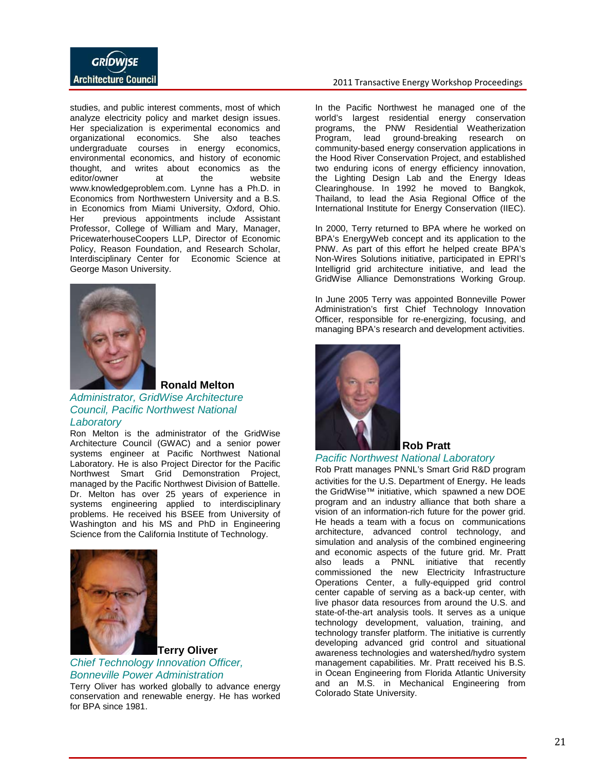studies, and public interest comments, most of which analyze electricity policy and market design issues. Her specialization is experimental economics and organizational economics. She also teaches undergraduate courses in energy economics, environmental economics, and history of economic thought, and writes about economics as the editor/owner at the website www.knowledgeproblem.com. Lynne has a Ph.D. in Economics from Northwestern University and a B.S. in Economics from Miami University, Oxford, Ohio. Her previous appointments include Assistant Professor, College of William and Mary, Manager, PricewaterhouseCoopers LLP, Director of Economic Policy, Reason Foundation, and Research Scholar, Interdisciplinary Center for Economic Science at George Mason University.

**Ronald Melton**

*Administrator, GridWise Architecture Council, Pacific Northwest National Laboratory*

Ron Melton is the administrator of the GridWise Architecture Council (GWAC) and a senior power systems engineer at Pacific Northwest National Laboratory. He is also Project Director for the Pacific Northwest Smart Grid Demonstration Project, managed by the Pacific Northwest Division of Battelle. Dr. Melton has over 25 years of experience in systems engineering applied to interdisciplinary problems. He received his BSEE from University of Washington and his MS and PhD in Engineering Science from the California Institute of Technology.

**Terry Oliver**

*Chief Technology Innovation Officer, Bonneville Power Administration*

Terry Oliver has worked globally to advance energy conservation and renewable energy. He has worked for BPA since 1981.

In the Pacific Northwest he managed one of the world's largest residential energy conservation programs, the PNW Residential Weatherization Program, lead ground-breaking research on community-based energy conservation applications in the Hood River Conservation Project, and established two enduring icons of energy efficiency innovation, the Lighting Design Lab and the Energy Ideas Clearinghouse. In 1992 he moved to Bangkok, Thailand, to lead the Asia Regional Office of the International Institute for Energy Conservation (IIEC).

In 2000, Terry returned to BPA where he worked on BPA's EnergyWeb concept and its application to the PNW. As part of this effort he helped create BPA's Non-Wires Solutions initiative, participated in EPRI's Intelligrid grid architecture initiative, and lead the GridWise Alliance Demonstrations Working Group.

In June 2005 Terry was appointed Bonneville Power Administration's first Chief Technology Innovation Officer, responsible for re-energizing, focusing, and managing BPA's research and development activities.

**Rob Pratt**

*Pacific Northwest National Laboratory*

Rob Pratt manages PNNL's Smart Grid R&D program activities for the U.S. Department of Energy. He leads the GridWise™ initiative, which spawned a new DOE program and an industry alliance that both share a vision of an information-rich future for the power grid. He heads a team with a focus on communications architecture, advanced control technology, and simulation and analysis of the combined engineering and economic aspects of the future grid. Mr. Pratt also leads a PNNL initiative that recently commissioned the new Electricity Infrastructure Operations Center, a fully-equipped grid control center capable of serving as a back-up center, with live phasor data resources from around the U.S. and state-of-the-art analysis tools. It serves as a unique technology development, valuation, training, and technology transfer platform. The initiative is currently developing advanced grid control and situational awareness technologies and watershed/hydro system management capabilities. Mr. Pratt received his B.S. in Ocean Engineering from Florida Atlantic University and an M.S. in Mechanical Engineering from Colorado State University.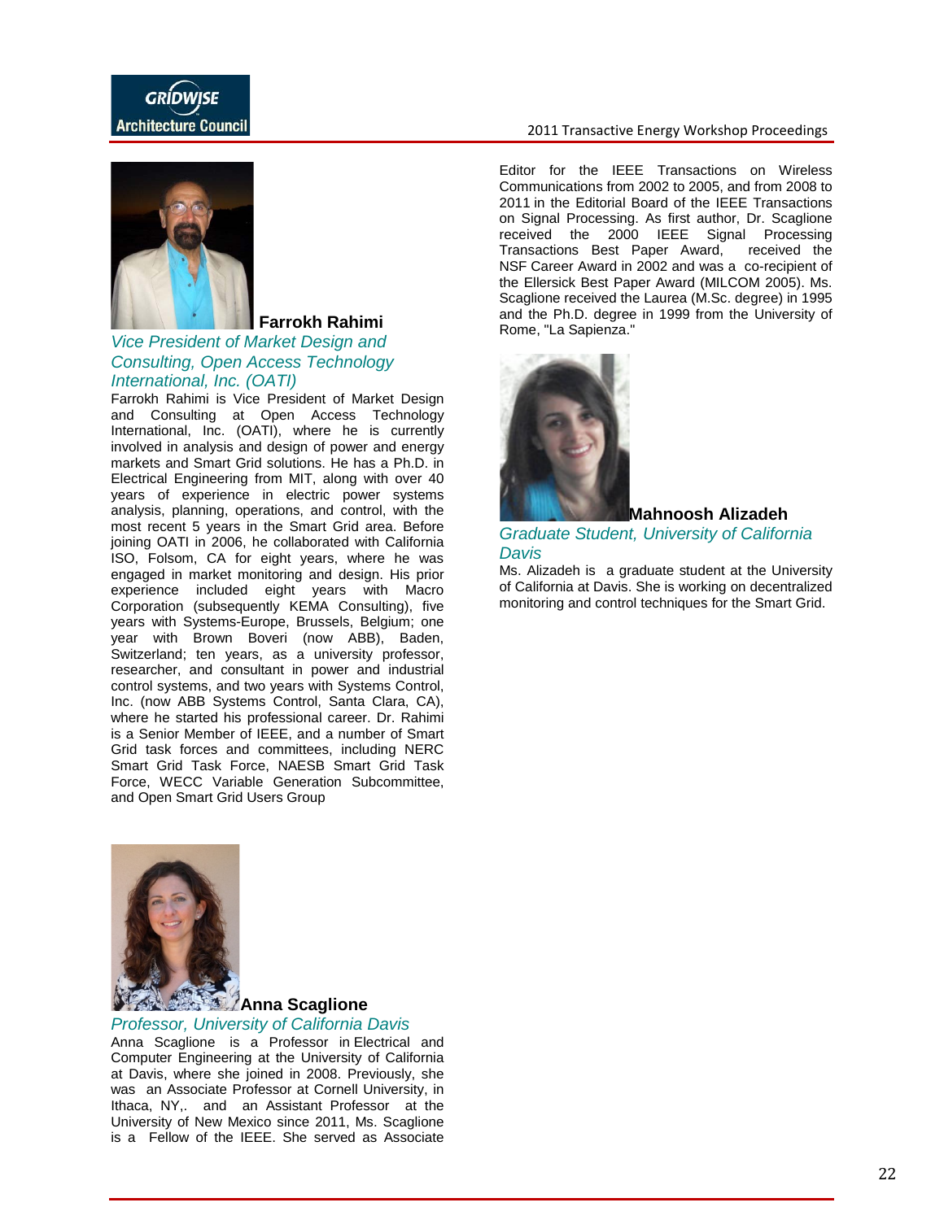**Farrokh Rahimi**

*Vice President of Market Design and Consulting, Open Access Technology International, Inc. (OATI)*

Farrokh Rahimi is Vice President of Market Design and Consulting at Open Access Technology International, Inc. (OATI), where he is currently involved in analysis and design of power and energy markets and Smart Grid solutions. He has a Ph.D. in Electrical Engineering from MIT, along with over 40 years of experience in electric power systems analysis, planning, operations, and control, with the most recent 5 years in the Smart Grid area. Before joining OATI in 2006, he collaborated with California ISO, Folsom, CA for eight years, where he was engaged in market monitoring and design. His prior experience included eight years with Macro Corporation (subsequently KEMA Consulting), five years with Systems-Europe, Brussels, Belgium; one year with Brown Boveri (now ABB), Baden, Switzerland; ten years, as a university professor, researcher, and consultant in power and industrial control systems, and two years with Systems Control, Inc. (now ABB Systems Control, Santa Clara, CA), where he started his professional career. Dr. Rahimi is a Senior Member of IEEE, and a number of Smart Grid task forces and committees, including NERC Smart Grid Task Force, NAESB Smart Grid Task Force, WECC Variable Generation Subcommittee, and Open Smart Grid Users Group

**Anna Scaglione**

*Professor, University of California Davis*

Anna Scaglione is a Professor in Electrical and Computer Engineering at the University of California at Davis, where she joined in 2008. Previously, she was an Associate Professor at Cornell University, in Ithaca, NY,. and an Assistant Professor at the University of New Mexico since 2011, Ms. Scaglione is a Fellow of the IEEE. She served as Associate Editor for the IEEE Transactions on Wireless Communications from 2002 to 2005, and from 2008 to 2011 in the Editorial Board of the IEEE Transactions on Signal Processing. As first author, Dr. Scaglione received the 2000 IEEE Signal Processing Transactions Best Paper Award, received the NSF Career Award in 2002 and was a co-recipient of the Ellersick Best Paper Award (MILCOM 2005). Ms. Scaglione received the Laurea (M.Sc. degree) in 1995 and the Ph.D. degree in 1999 from the University of Rome, "La Sapienza."

**Mahnoosh Alizadeh**

*Graduate Student, University of California Davis*

Ms. Alizadeh is a graduate student at the University of California at Davis. She is working on decentralized monitoring and control techniques for the Smart Grid.